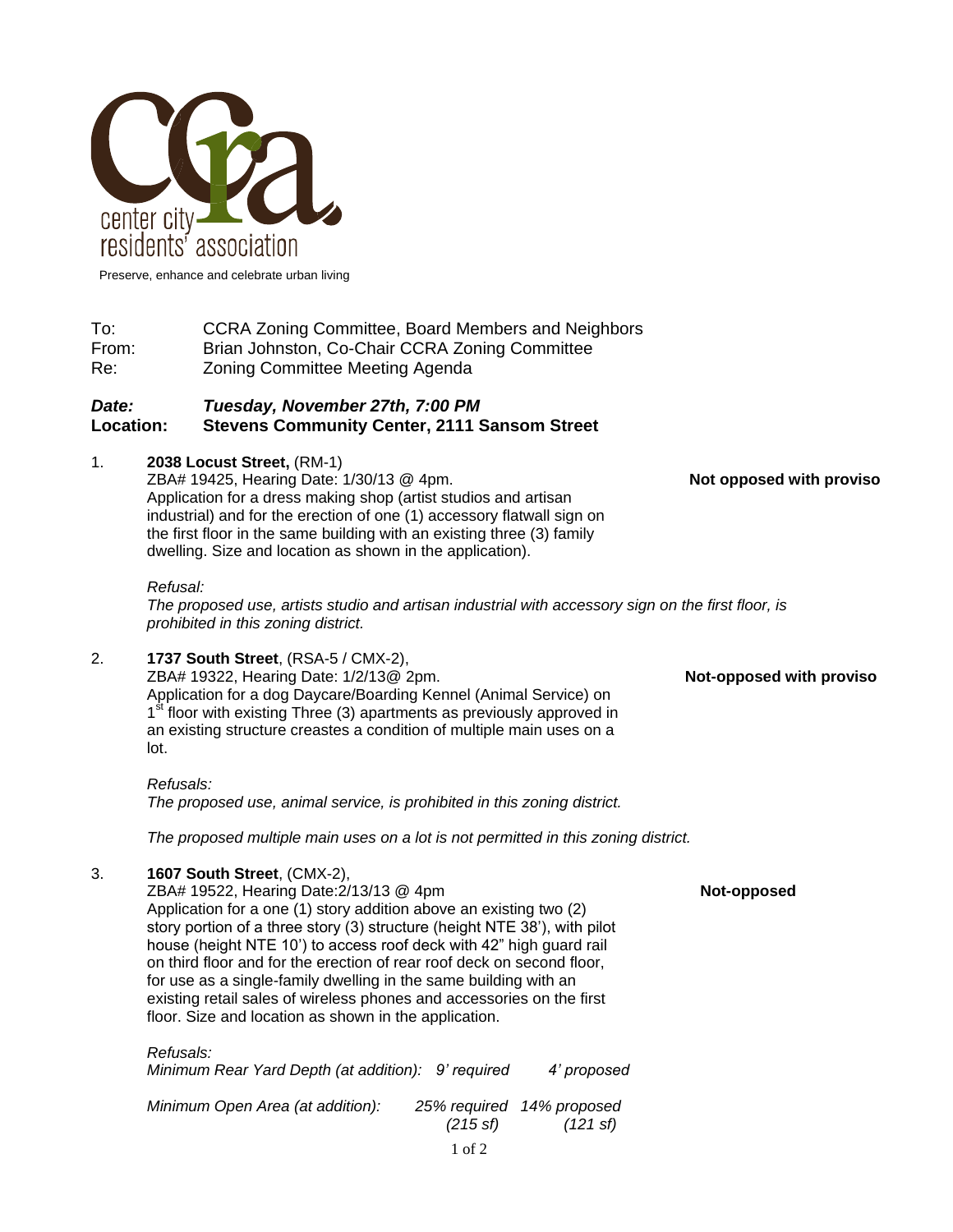center city residents' association

Preserve, enhance and celebrate urban living

To: CCRA Zoning Committee, Board Members and Neighbors
From: Brian Johnston, Co-Chair CCRA Zoning Committee
Re: Zoning Committee Meeting Agenda

***Date:*** ***Tuesday, November 27th, 7:00 PM***
**Location:** **Stevens Community Center, 2111 Sansom Street**

1. **2038 Locust Street,** (RM-1)
   ZBA# 19425, Hearing Date: 1/30/13 @ 4pm. **Not opposed with proviso**
   Application for a dress making shop (artist studios and artisan industrial) and for the erection of one (1) accessory flatwall sign on the first floor in the same building with an existing three (3) family dwelling. Size and location as shown in the application).

   *Refusal:*
   *The proposed use, artists studio and artisan industrial with accessory sign on the first floor, is prohibited in this zoning district.*

2. **1737 South Street**, (RSA-5 / CMX-2),
   ZBA# 19322, Hearing Date: 1/2/13@ 2pm. **Not-opposed with proviso**
   Application for a dog Daycare/Boarding Kennel (Animal Service) on 1st floor with existing Three (3) apartments as previously approved in an existing structure creastes a condition of multiple main uses on a lot.

   *Refusals:*
   *The proposed use, animal service, is prohibited in this zoning district.*

   *The proposed multiple main uses on a lot is not permitted in this zoning district.*

3. **1607 South Street**, (CMX-2),
   ZBA# 19522, Hearing Date:2/13/13 @ 4pm **Not-opposed**
   Application for a one (1) story addition above an existing two (2) story portion of a three story (3) structure (height NTE 38'), with pilot house (height NTE 10') to access roof deck with 42" high guard rail on third floor and for the erection of rear roof deck on second floor, for use as a single-family dwelling in the same building with an existing retail sales of wireless phones and accessories on the first floor. Size and location as shown in the application.

   *Refusals:*

   | | | |
   |---|---|---|
   | *Minimum Rear Yard Depth (at addition):* | *9' required* | *4' proposed* |
   | *Minimum Open Area (at addition):* | *25% required (215 sf)* | *14% proposed (121 sf)* |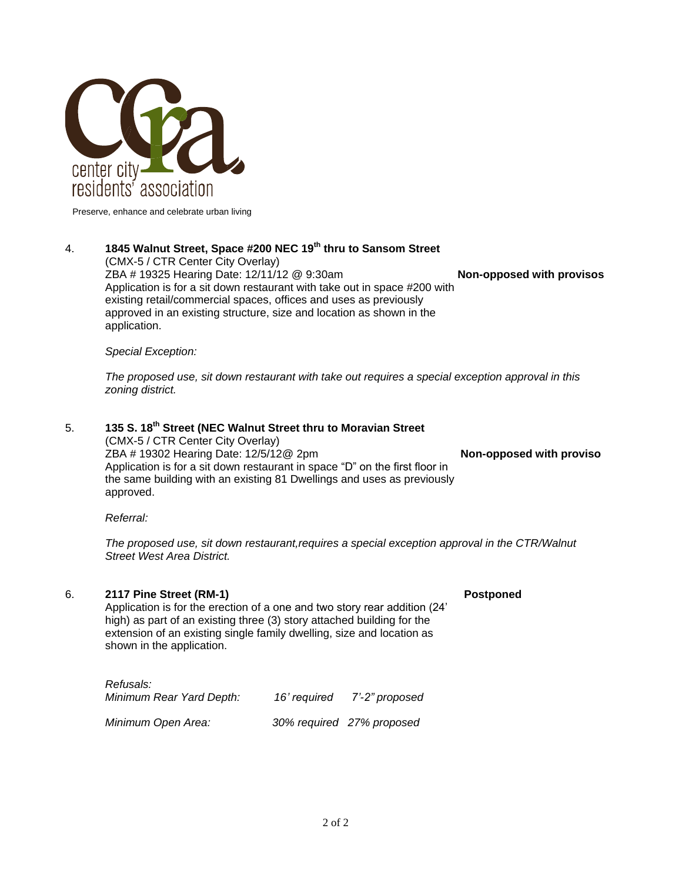center city residents' association

Preserve, enhance and celebrate urban living

4. **1845 Walnut Street, Space #200 NEC 19th thru to Sansom Street**
   (CMX-5 / CTR Center City Overlay)
   ZBA # 19325 Hearing Date: 12/11/12 @ 9:30am **Non-opposed with provisos**
   Application is for a sit down restaurant with take out in space #200 with existing retail/commercial spaces, offices and uses as previously approved in an existing structure, size and location as shown in the application.

   *Special Exception:*

   *The proposed use, sit down restaurant with take out requires a special exception approval in this zoning district.*

5. **135 S. 18th Street (NEC Walnut Street thru to Moravian Street**
   (CMX-5 / CTR Center City Overlay)
   ZBA # 19302 Hearing Date: 12/5/12@ 2pm **Non-opposed with proviso**
   Application is for a sit down restaurant in space "D" on the first floor in the same building with an existing 81 Dwellings and uses as previously approved.

   *Referral:*

   *The proposed use, sit down restaurant,requires a special exception approval in the CTR/Walnut Street West Area District.*

6. **2117 Pine Street (RM-1)** **Postponed**
   Application is for the erection of a one and two story rear addition (24' high) as part of an existing three (3) story attached building for the extension of an existing single family dwelling, size and location as shown in the application.

   *Refusals:*

   | | | |
   |---|---|---|
   | *Minimum Rear Yard Depth:* | *16' required* | *7'-2" proposed* |
   | *Minimum Open Area:* | *30% required* | *27% proposed* |